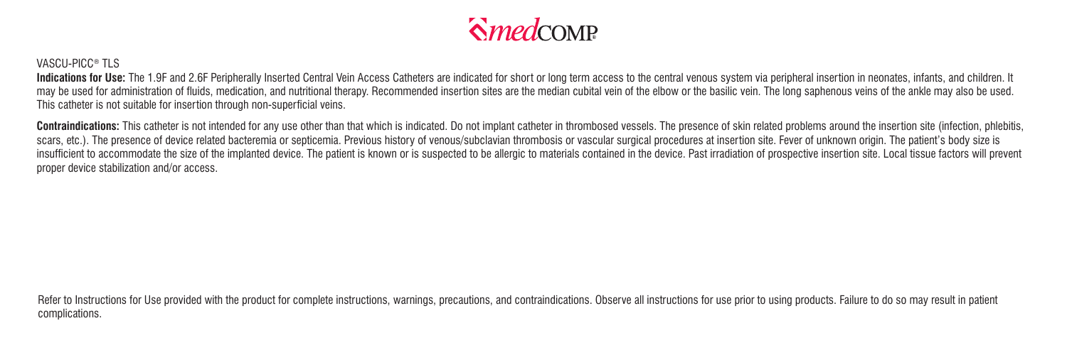medCOMP

VASCU-PICC® TLS

**Indications for Use:** The 1.9F and 2.6F Peripherally Inserted Central Vein Access Catheters are indicated for short or long term access to the central venous system via peripheral insertion in neonates, infants, and children. It may be used for administration of fluids, medication, and nutritional therapy. Recommended insertion sites are the median cubital vein of the elbow or the basilic vein. The long saphenous veins of the ankle may also be used. This catheter is not suitable for insertion through non-superficial veins.

**Contraindications:** This catheter is not intended for any use other than that which is indicated. Do not implant catheter in thrombosed vessels. The presence of skin related problems around the insertion site (infection, phlebitis, scars, etc.). The presence of device related bacteremia or septicemia. Previous history of venous/subclavian thrombosis or vascular surgical procedures at insertion site. Fever of unknown origin. The patient's body size is insufficient to accommodate the size of the implanted device. The patient is known or is suspected to be allergic to materials contained in the device. Past irradiation of prospective insertion site. Local tissue factors will prevent proper device stabilization and/or access.

Refer to Instructions for Use provided with the product for complete instructions, warnings, precautions, and contraindications. Observe all instructions for use prior to using products. Failure to do so may result in patient complications.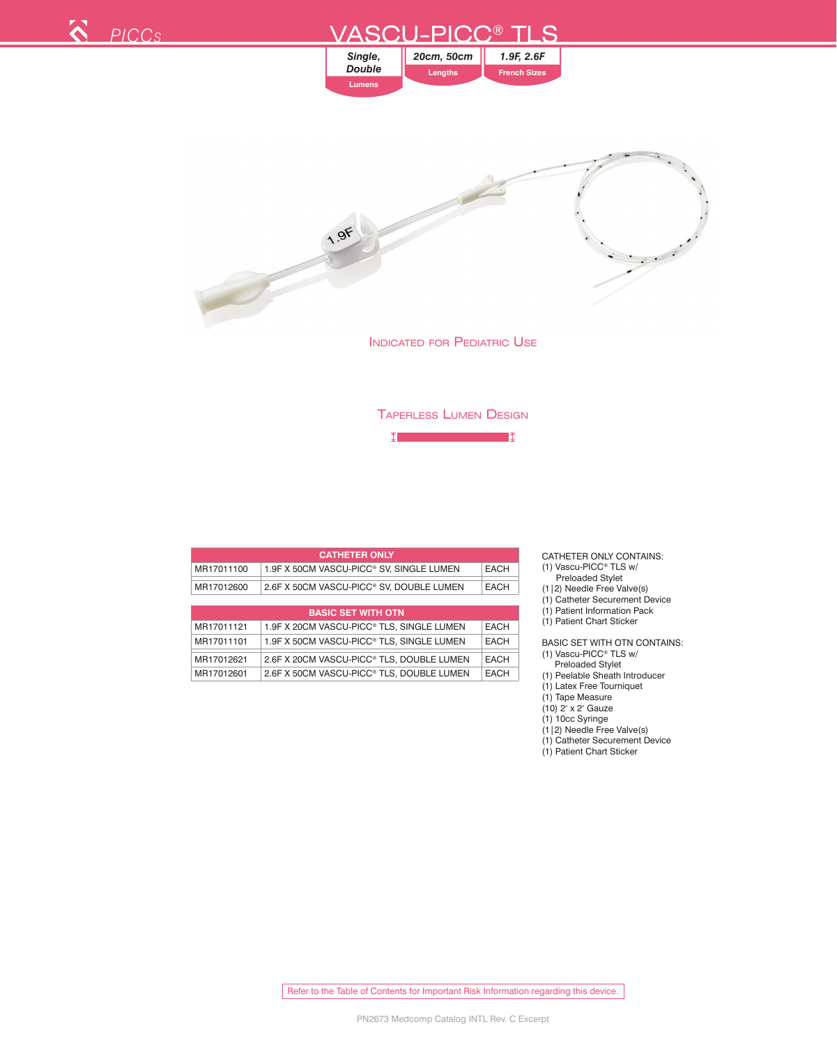PICCs

# VASCU-PICC® TLS

**Single, Double** Lumens | **20cm, 50cm** Lengths | **1.9F, 2.6F** French Sizes

INDICATED FOR PEDIATRIC USE

TAPERLESS LUMEN DESIGN

| CATHETER ONLY | | |
|---|---|---|
| MR17011100 | 1.9F X 50CM VASCU-PICC® SV, SINGLE LUMEN | EACH |
| MR17012600 | 2.6F X 50CM VASCU-PICC® SV, DOUBLE LUMEN | EACH |

| BASIC SET WITH OTN | | |
|---|---|---|
| MR17011121 | 1.9F X 20CM VASCU-PICC® TLS, SINGLE LUMEN | EACH |
| MR17011101 | 1.9F X 50CM VASCU-PICC® TLS, SINGLE LUMEN | EACH |
| MR17012621 | 2.6F X 20CM VASCU-PICC® TLS, DOUBLE LUMEN | EACH |
| MR17012601 | 2.6F X 50CM VASCU-PICC® TLS, DOUBLE LUMEN | EACH |

CATHETER ONLY CONTAINS:
- (1) Vascu-PICC® TLS w/ Preloaded Stylet
- (1|2) Needle Free Valve(s)
- (1) Catheter Securement Device
- (1) Patient Information Pack
- (1) Patient Chart Sticker

BASIC SET WITH OTN CONTAINS:
- (1) Vascu-PICC® TLS w/ Preloaded Stylet
- (1) Peelable Sheath Introducer
- (1) Latex Free Tourniquet
- (1) Tape Measure
- (10) 2" x 2" Gauze
- (1) 10cc Syringe
- (1|2) Needle Free Valve(s)
- (1) Catheter Securement Device
- (1) Patient Chart Sticker

Refer to the Table of Contents for Important Risk Information regarding this device.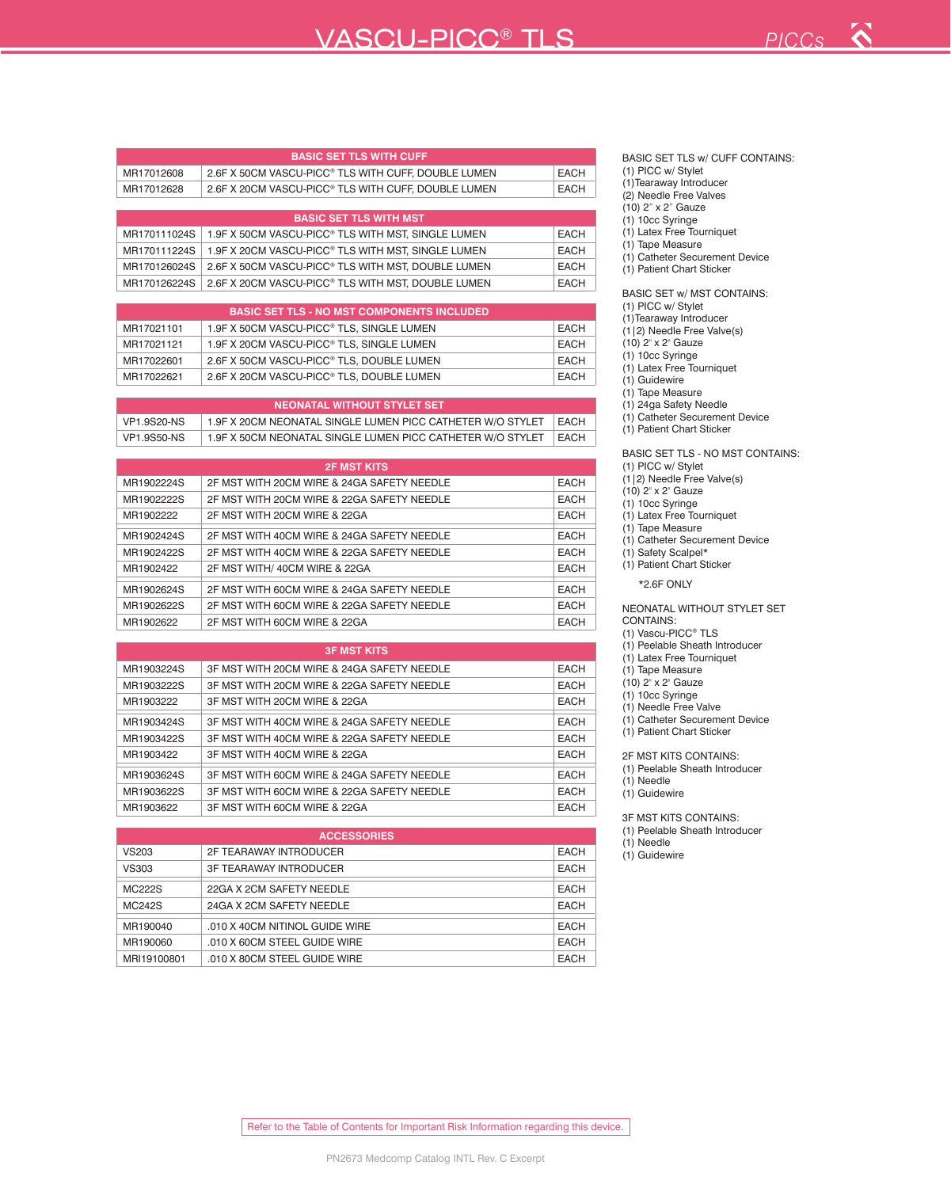# VASCU-PICC® TLS

PICCs

| BASIC SET TLS WITH CUFF | | |
|---|---|---|
| MR17012608 | 2.6F X 50CM VASCU-PICC® TLS WITH CUFF, DOUBLE LUMEN | EACH |
| MR17012628 | 2.6F X 20CM VASCU-PICC® TLS WITH CUFF, DOUBLE LUMEN | EACH |

| BASIC SET TLS WITH MST | | |
|---|---|---|
| MR170111024S | 1.9F X 50CM VASCU-PICC® TLS WITH MST, SINGLE LUMEN | EACH |
| MR170111224S | 1.9F X 20CM VASCU-PICC® TLS WITH MST, SINGLE LUMEN | EACH |
| MR170126024S | 2.6F X 50CM VASCU-PICC® TLS WITH MST, DOUBLE LUMEN | EACH |
| MR170126224S | 2.6F X 20CM VASCU-PICC® TLS WITH MST, DOUBLE LUMEN | EACH |

| BASIC SET TLS - NO MST COMPONENTS INCLUDED | | |
|---|---|---|
| MR17021101 | 1.9F X 50CM VASCU-PICC® TLS, SINGLE LUMEN | EACH |
| MR17021121 | 1.9F X 20CM VASCU-PICC® TLS, SINGLE LUMEN | EACH |
| MR17022601 | 2.6F X 50CM VASCU-PICC® TLS, DOUBLE LUMEN | EACH |
| MR17022621 | 2.6F X 20CM VASCU-PICC® TLS, DOUBLE LUMEN | EACH |

| NEONATAL WITHOUT STYLET SET | | |
|---|---|---|
| VP1.9S20-NS | 1.9F X 20CM NEONATAL SINGLE LUMEN PICC CATHETER W/O STYLET | EACH |
| VP1.9S50-NS | 1.9F X 50CM NEONATAL SINGLE LUMEN PICC CATHETER W/O STYLET | EACH |

| 2F MST KITS | | |
|---|---|---|
| MR1902224S | 2F MST WITH 20CM WIRE & 24GA SAFETY NEEDLE | EACH |
| MR1902222S | 2F MST WITH 20CM WIRE & 22GA SAFETY NEEDLE | EACH |
| MR1902222 | 2F MST WITH 20CM WIRE & 22GA | EACH |
| MR1902424S | 2F MST WITH 40CM WIRE & 24GA SAFETY NEEDLE | EACH |
| MR1902422S | 2F MST WITH 40CM WIRE & 22GA SAFETY NEEDLE | EACH |
| MR1902422 | 2F MST WITH/ 40CM WIRE & 22GA | EACH |
| MR1902624S | 2F MST WITH 60CM WIRE & 24GA SAFETY NEEDLE | EACH |
| MR1902622S | 2F MST WITH 60CM WIRE & 22GA SAFETY NEEDLE | EACH |
| MR1902622 | 2F MST WITH 60CM WIRE & 22GA | EACH |

| 3F MST KITS | | |
|---|---|---|
| MR1903224S | 3F MST WITH 20CM WIRE & 24GA SAFETY NEEDLE | EACH |
| MR1903222S | 3F MST WITH 20CM WIRE & 22GA SAFETY NEEDLE | EACH |
| MR1903222 | 3F MST WITH 20CM WIRE & 22GA | EACH |
| MR1903424S | 3F MST WITH 40CM WIRE & 24GA SAFETY NEEDLE | EACH |
| MR1903422S | 3F MST WITH 40CM WIRE & 22GA SAFETY NEEDLE | EACH |
| MR1903422 | 3F MST WITH 40CM WIRE & 22GA | EACH |
| MR1903624S | 3F MST WITH 60CM WIRE & 24GA SAFETY NEEDLE | EACH |
| MR1903622S | 3F MST WITH 60CM WIRE & 22GA SAFETY NEEDLE | EACH |
| MR1903622 | 3F MST WITH 60CM WIRE & 22GA | EACH |

| ACCESSORIES | | |
|---|---|---|
| VS203 | 2F TEARAWAY INTRODUCER | EACH |
| VS303 | 3F TEARAWAY INTRODUCER | EACH |
| MC222S | 22GA X 2CM SAFETY NEEDLE | EACH |
| MC242S | 24GA X 2CM SAFETY NEEDLE | EACH |
| MR190040 | .010 X 40CM NITINOL GUIDE WIRE | EACH |
| MR190060 | .010 X 60CM STEEL GUIDE WIRE | EACH |
| MRI19100801 | .010 X 80CM STEEL GUIDE WIRE | EACH |

BASIC SET TLS w/ CUFF CONTAINS:
(1) PICC w/ Stylet
(1)Tearaway Introducer
(2) Needle Free Valves
(10) 2" x 2" Gauze
(1) 10cc Syringe
(1) Latex Free Tourniquet
(1) Tape Measure
(1) Catheter Securement Device
(1) Patient Chart Sticker

BASIC SET w/ MST CONTAINS:
(1) PICC w/ Stylet
(1)Tearaway Introducer
(1|2) Needle Free Valve(s)
(10) 2" x 2" Gauze
(1) 10cc Syringe
(1) Latex Free Tourniquet
(1) Guidewire
(1) Tape Measure
(1) 24ga Safety Needle
(1) Catheter Securement Device
(1) Patient Chart Sticker

BASIC SET TLS - NO MST CONTAINS:
(1) PICC w/ Stylet
(1|2) Needle Free Valve(s)
(10) 2" x 2" Gauze
(1) 10cc Syringe
(1) Latex Free Tourniquet
(1) Tape Measure
(1) Catheter Securement Device
(1) Safety Scalpel*
(1) Patient Chart Sticker

*2.6F ONLY

NEONATAL WITHOUT STYLET SET CONTAINS:
(1) Vascu-PICC® TLS
(1) Peelable Sheath Introducer
(1) Latex Free Tourniquet
(1) Tape Measure
(10) 2" x 2" Gauze
(1) 10cc Syringe
(1) Needle Free Valve
(1) Catheter Securement Device
(1) Patient Chart Sticker

2F MST KITS CONTAINS:
(1) Peelable Sheath Introducer
(1) Needle
(1) Guidewire

3F MST KITS CONTAINS:
(1) Peelable Sheath Introducer
(1) Needle
(1) Guidewire

Refer to the Table of Contents for Important Risk Information regarding this device.

PN2673 Medcomp Catalog INTL Rev. C Excerpt